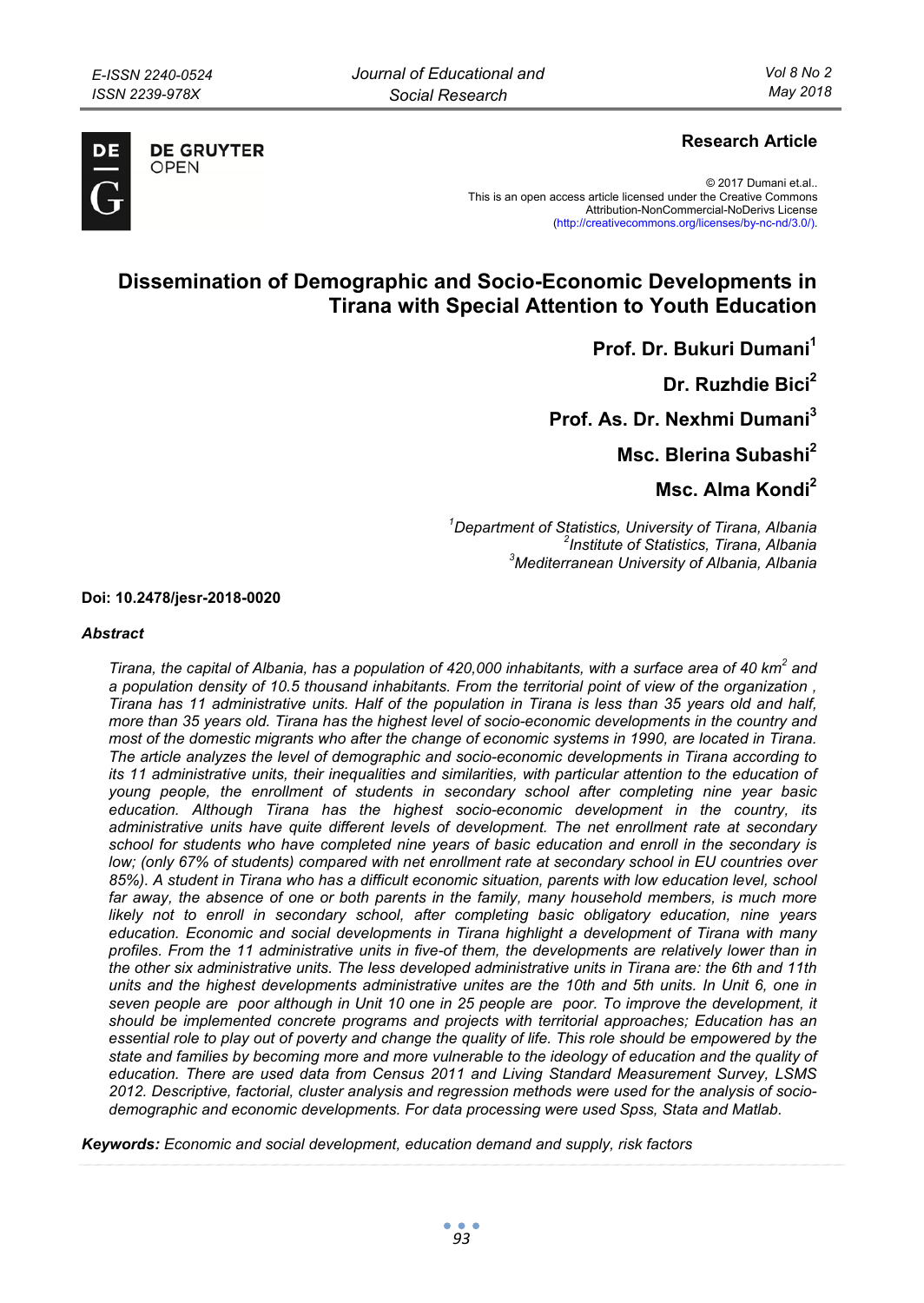**Research Article**

© 2017 Dumani et.al..
This is an open access article licensed under the Creative Commons Attribution-NonCommercial-NoDerivs License (http://creativecommons.org/licenses/by-nc-nd/3.0/).

# Dissemination of Demographic and Socio-Economic Developments in Tirana with Special Attention to Youth Education

**Prof. Dr. Bukuri Dumani[1]**

**Dr. Ruzhdie Bici[2]**

**Prof. As. Dr. Nexhmi Dumani[3]**

**Msc. Blerina Subashi[2]**

**Msc. Alma Kondi[2]**

*[1]Department of Statistics, University of Tirana, Albania*
*[2]Institute of Statistics, Tirana, Albania*
*[3]Mediterranean University of Albania, Albania*

**Doi: 10.2478/jesr-2018-0020**

### *Abstract*

*Tirana, the capital of Albania, has a population of 420,000 inhabitants, with a surface area of 40 km$^2$ and a population density of 10.5 thousand inhabitants. From the territorial point of view of the organization , Tirana has 11 administrative units. Half of the population in Tirana is less than 35 years old and half, more than 35 years old. Tirana has the highest level of socio-economic developments in the country and most of the domestic migrants who after the change of economic systems in 1990, are located in Tirana. The article analyzes the level of demographic and socio-economic developments in Tirana according to its 11 administrative units, their inequalities and similarities, with particular attention to the education of young people, the enrollment of students in secondary school after completing nine year basic education. Although Tirana has the highest socio-economic development in the country, its administrative units have quite different levels of development. The net enrollment rate at secondary school for students who have completed nine years of basic education and enroll in the secondary is low; (only 67% of students) compared with net enrollment rate at secondary school in EU countries over 85%). A student in Tirana who has a difficult economic situation, parents with low education level, school far away, the absence of one or both parents in the family, many household members, is much more likely not to enroll in secondary school, after completing basic obligatory education, nine years education. Economic and social developments in Tirana highlight a development of Tirana with many profiles. From the 11 administrative units in five-of them, the developments are relatively lower than in the other six administrative units. The less developed administrative units in Tirana are: the 6th and 11th units and the highest developments administrative unites are the 10th and 5th units. In Unit 6, one in seven people are poor although in Unit 10 one in 25 people are poor. To improve the development, it should be implemented concrete programs and projects with territorial approaches; Education has an essential role to play out of poverty and change the quality of life. This role should be empowered by the state and families by becoming more and more vulnerable to the ideology of education and the quality of education. There are used data from Census 2011 and Living Standard Measurement Survey, LSMS 2012. Descriptive, factorial, cluster analysis and regression methods were used for the analysis of socio-demographic and economic developments. For data processing were used Spss, Stata and Matlab.*

***Keywords:*** *Economic and social development, education demand and supply, risk factors*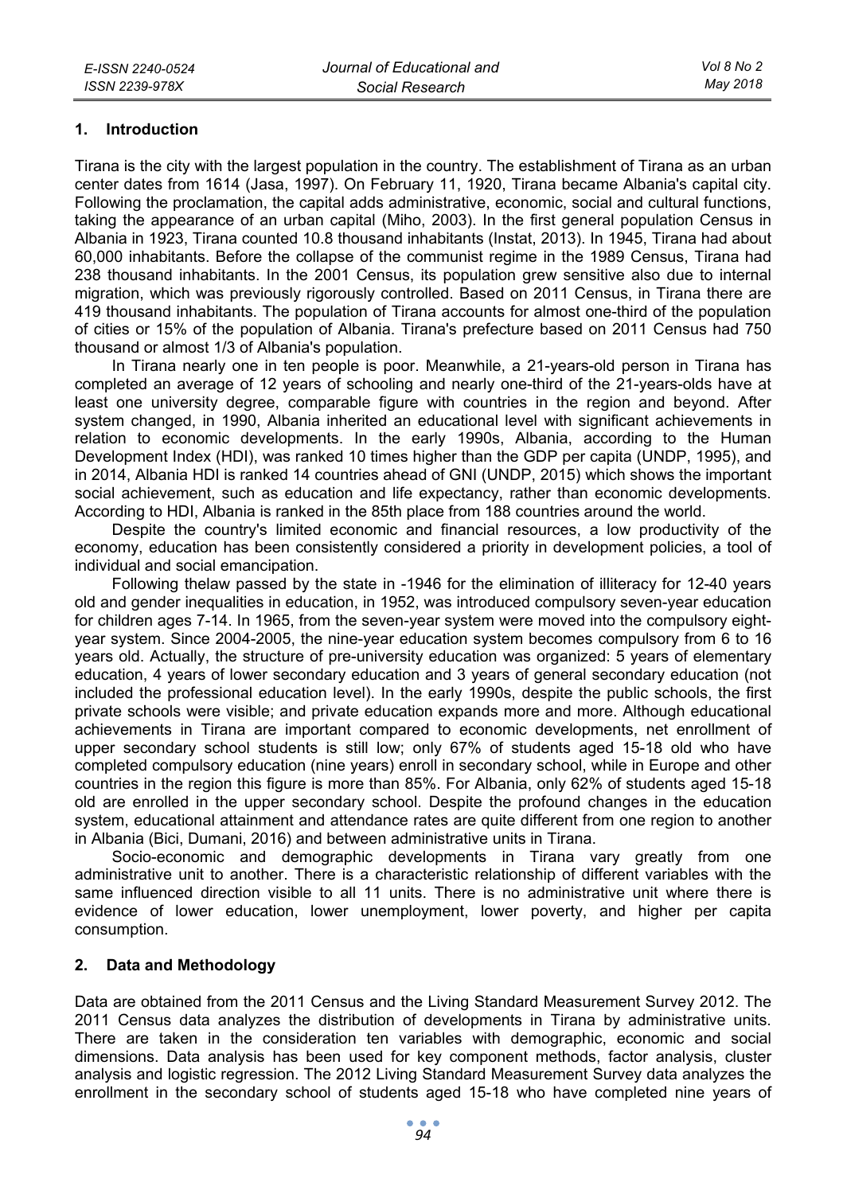## 1. Introduction

Tirana is the city with the largest population in the country. The establishment of Tirana as an urban center dates from 1614 (Jasa, 1997). On February 11, 1920, Tirana became Albania's capital city. Following the proclamation, the capital adds administrative, economic, social and cultural functions, taking the appearance of an urban capital (Miho, 2003). In the first general population Census in Albania in 1923, Tirana counted 10.8 thousand inhabitants (Instat, 2013). In 1945, Tirana had about 60,000 inhabitants. Before the collapse of the communist regime in the 1989 Census, Tirana had 238 thousand inhabitants. In the 2001 Census, its population grew sensitive also due to internal migration, which was previously rigorously controlled. Based on 2011 Census, in Tirana there are 419 thousand inhabitants. The population of Tirana accounts for almost one-third of the population of cities or 15% of the population of Albania. Tirana's prefecture based on 2011 Census had 750 thousand or almost 1/3 of Albania's population.

In Tirana nearly one in ten people is poor. Meanwhile, a 21-years-old person in Tirana has completed an average of 12 years of schooling and nearly one-third of the 21-years-olds have at least one university degree, comparable figure with countries in the region and beyond. After system changed, in 1990, Albania inherited an educational level with significant achievements in relation to economic developments. In the early 1990s, Albania, according to the Human Development Index (HDI), was ranked 10 times higher than the GDP per capita (UNDP, 1995), and in 2014, Albania HDI is ranked 14 countries ahead of GNI (UNDP, 2015) which shows the important social achievement, such as education and life expectancy, rather than economic developments. According to HDI, Albania is ranked in the 85th place from 188 countries around the world.

Despite the country's limited economic and financial resources, a low productivity of the economy, education has been consistently considered a priority in development policies, a tool of individual and social emancipation.

Following thelaw passed by the state in -1946 for the elimination of illiteracy for 12-40 years old and gender inequalities in education, in 1952, was introduced compulsory seven-year education for children ages 7-14. In 1965, from the seven-year system were moved into the compulsory eight-year system. Since 2004-2005, the nine-year education system becomes compulsory from 6 to 16 years old. Actually, the structure of pre-university education was organized: 5 years of elementary education, 4 years of lower secondary education and 3 years of general secondary education (not included the professional education level). In the early 1990s, despite the public schools, the first private schools were visible; and private education expands more and more. Although educational achievements in Tirana are important compared to economic developments, net enrollment of upper secondary school students is still low; only 67% of students aged 15-18 old who have completed compulsory education (nine years) enroll in secondary school, while in Europe and other countries in the region this figure is more than 85%. For Albania, only 62% of students aged 15-18 old are enrolled in the upper secondary school. Despite the profound changes in the education system, educational attainment and attendance rates are quite different from one region to another in Albania (Bici, Dumani, 2016) and between administrative units in Tirana.

Socio-economic and demographic developments in Tirana vary greatly from one administrative unit to another. There is a characteristic relationship of different variables with the same influenced direction visible to all 11 units. There is no administrative unit where there is evidence of lower education, lower unemployment, lower poverty, and higher per capita consumption.

## 2. Data and Methodology

Data are obtained from the 2011 Census and the Living Standard Measurement Survey 2012. The 2011 Census data analyzes the distribution of developments in Tirana by administrative units. There are taken in the consideration ten variables with demographic, economic and social dimensions. Data analysis has been used for key component methods, factor analysis, cluster analysis and logistic regression. The 2012 Living Standard Measurement Survey data analyzes the enrollment in the secondary school of students aged 15-18 who have completed nine years of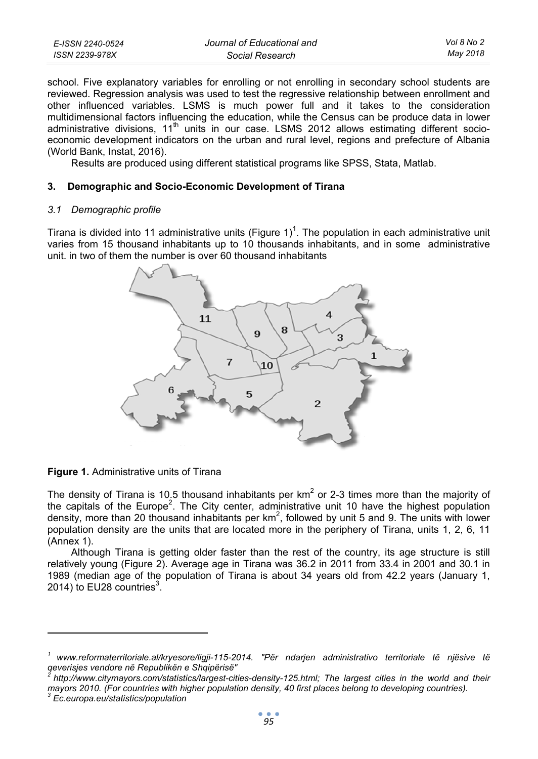school. Five explanatory variables for enrolling or not enrolling in secondary school students are reviewed. Regression analysis was used to test the regressive relationship between enrollment and other influenced variables. LSMS is much power full and it takes to the consideration multidimensional factors influencing the education, while the Census can be produce data in lower administrative divisions, 11th units in our case. LSMS 2012 allows estimating different socio-economic development indicators on the urban and rural level, regions and prefecture of Albania (World Bank, Instat, 2016).

Results are produced using different statistical programs like SPSS, Stata, Matlab.

## 3. Demographic and Socio-Economic Development of Tirana

### *3.1 Demographic profile*

Tirana is divided into 11 administrative units (Figure 1)[1]. The population in each administrative unit varies from 15 thousand inhabitants up to 10 thousands inhabitants, and in some administrative unit. in two of them the number is over 60 thousand inhabitants

**Figure 1.** Administrative units of Tirana

The density of Tirana is 10.5 thousand inhabitants per km$^2$ or 2-3 times more than the majority of the capitals of the Europe[2]. The City center, administrative unit 10 have the highest population density, more than 20 thousand inhabitants per km$^2$, followed by unit 5 and 9. The units with lower population density are the units that are located more in the periphery of Tirana, units 1, 2, 6, 11 (Annex 1).

Although Tirana is getting older faster than the rest of the country, its age structure is still relatively young (Figure 2). Average age in Tirana was 36.2 in 2011 from 33.4 in 2001 and 30.1 in 1989 (median age of the population of Tirana is about 34 years old from 42.2 years (January 1, 2014) to EU28 countries[3].

---

[1] *www.reformaterritoriale.al/kryesore/ligji-115-2014. "Për ndarjen administrativo territoriale të njësive të qeverisjes vendore në Republikën e Shqipërisë"*

[2] *http://www.citymayors.com/statistics/largest-cities-density-125.html; The largest cities in the world and their mayors 2010. (For countries with higher population density, 40 first places belong to developing countries).*

[3] *Ec.europa.eu/statistics/population*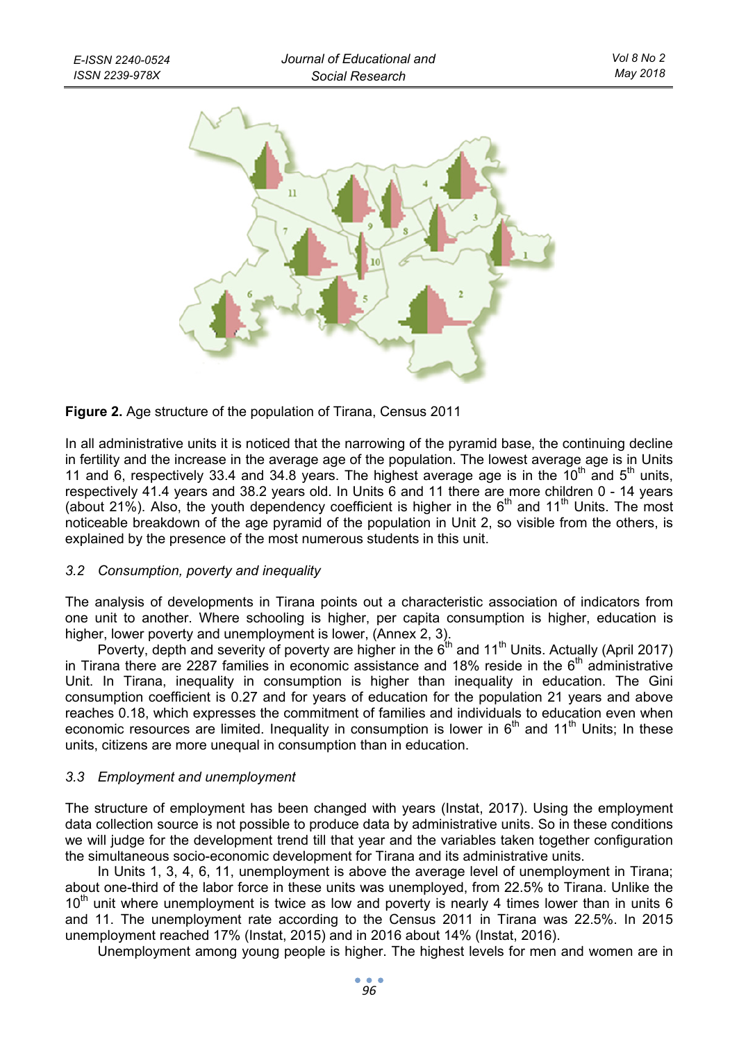**Figure 2.** Age structure of the population of Tirana, Census 2011

In all administrative units it is noticed that the narrowing of the pyramid base, the continuing decline in fertility and the increase in the average age of the population. The lowest average age is in Units 11 and 6, respectively 33.4 and 34.8 years. The highest average age is in the 10th and 5th units, respectively 41.4 years and 38.2 years old. In Units 6 and 11 there are more children 0 - 14 years (about 21%). Also, the youth dependency coefficient is higher in the 6th and 11th Units. The most noticeable breakdown of the age pyramid of the population in Unit 2, so visible from the others, is explained by the presence of the most numerous students in this unit.

### *3.2 Consumption, poverty and inequality*

The analysis of developments in Tirana points out a characteristic association of indicators from one unit to another. Where schooling is higher, per capita consumption is higher, education is higher, lower poverty and unemployment is lower, (Annex 2, 3).

Poverty, depth and severity of poverty are higher in the 6th and 11th Units. Actually (April 2017) in Tirana there are 2287 families in economic assistance and 18% reside in the 6th administrative Unit. In Tirana, inequality in consumption is higher than inequality in education. The Gini consumption coefficient is 0.27 and for years of education for the population 21 years and above reaches 0.18, which expresses the commitment of families and individuals to education even when economic resources are limited. Inequality in consumption is lower in 6th and 11th Units; In these units, citizens are more unequal in consumption than in education.

### *3.3 Employment and unemployment*

The structure of employment has been changed with years (Instat, 2017). Using the employment data collection source is not possible to produce data by administrative units. So in these conditions we will judge for the development trend till that year and the variables taken together configuration the simultaneous socio-economic development for Tirana and its administrative units.

In Units 1, 3, 4, 6, 11, unemployment is above the average level of unemployment in Tirana; about one-third of the labor force in these units was unemployed, from 22.5% to Tirana. Unlike the 10th unit where unemployment is twice as low and poverty is nearly 4 times lower than in units 6 and 11. The unemployment rate according to the Census 2011 in Tirana was 22.5%. In 2015 unemployment reached 17% (Instat, 2015) and in 2016 about 14% (Instat, 2016).

Unemployment among young people is higher. The highest levels for men and women are in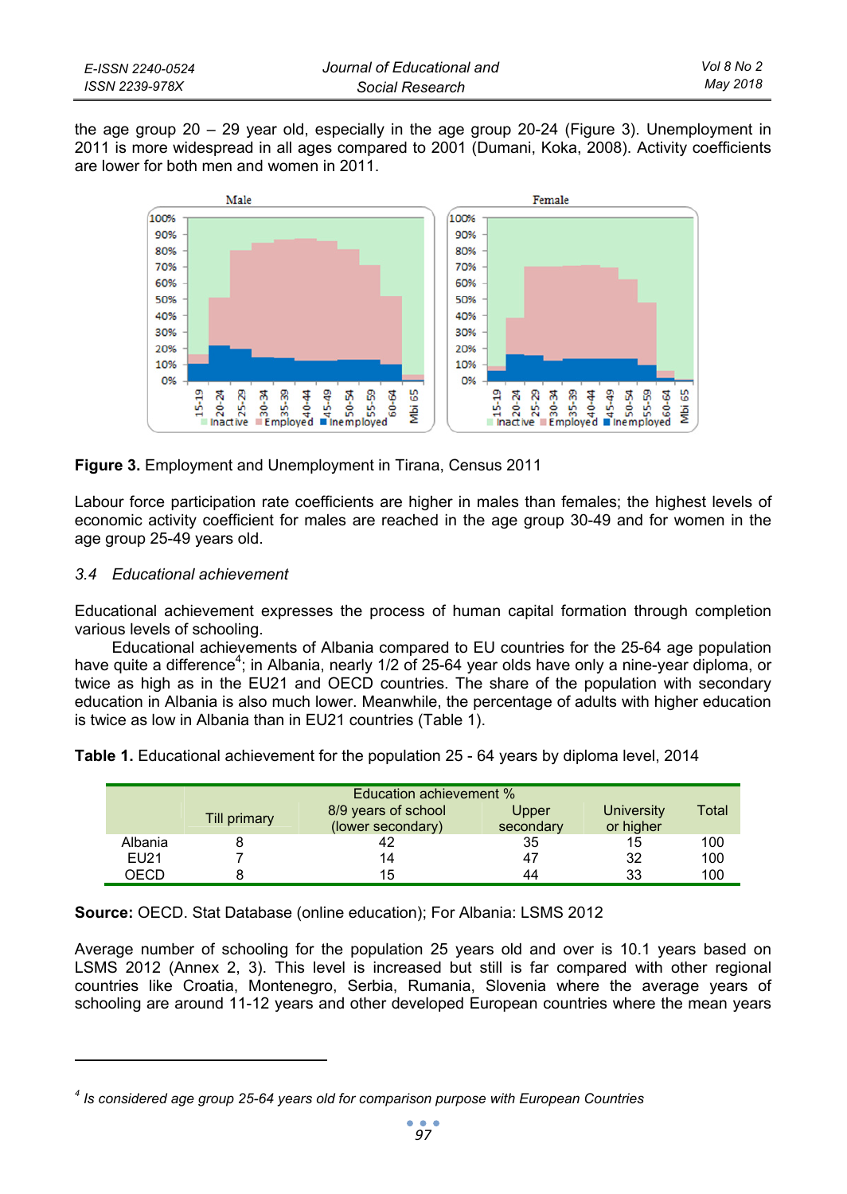the age group 20 – 29 year old, especially in the age group 20-24 (Figure 3). Unemployment in 2011 is more widespread in all ages compared to 2001 (Dumani, Koka, 2008). Activity coefficients are lower for both men and women in 2011.

**Figure 3.** Employment and Unemployment in Tirana, Census 2011

Labour force participation rate coefficients are higher in males than females; the highest levels of economic activity coefficient for males are reached in the age group 30-49 and for women in the age group 25-49 years old.

### *3.4 Educational achievement*

Educational achievement expresses the process of human capital formation through completion various levels of schooling.

Educational achievements of Albania compared to EU countries for the 25-64 age population have quite a difference[4]; in Albania, nearly 1/2 of 25-64 year olds have only a nine-year diploma, or twice as high as in the EU21 and OECD countries. The share of the population with secondary education in Albania is also much lower. Meanwhile, the percentage of adults with higher education is twice as low in Albania than in EU21 countries (Table 1).

**Table 1.** Educational achievement for the population 25 - 64 years by diploma level, 2014

| | Education achievement % | | | | |
|---|---|---|---|---|---|
| | Till primary | 8/9 years of school (lower secondary) | Upper secondary | University or higher | Total |
| Albania | 8 | 42 | 35 | 15 | 100 |
| EU21 | 7 | 14 | 47 | 32 | 100 |
| OECD | 8 | 15 | 44 | 33 | 100 |

**Source:** OECD. Stat Database (online education); For Albania: LSMS 2012

Average number of schooling for the population 25 years old and over is 10.1 years based on LSMS 2012 (Annex 2, 3). This level is increased but still is far compared with other regional countries like Croatia, Montenegro, Serbia, Rumania, Slovenia where the average years of schooling are around 11-12 years and other developed European countries where the mean years

---

[4] *Is considered age group 25-64 years old for comparison purpose with European Countries*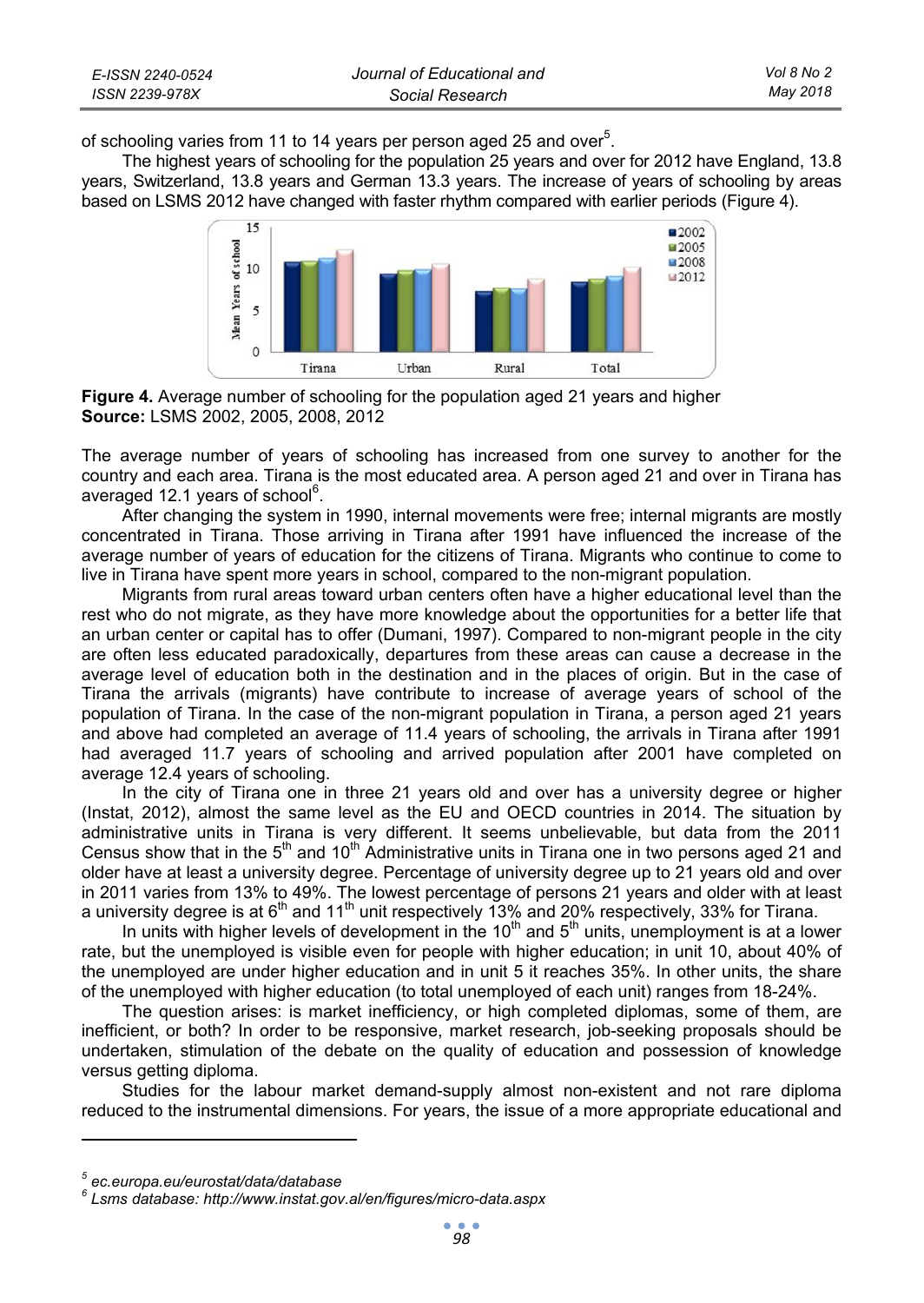of schooling varies from 11 to 14 years per person aged 25 and over[5].

The highest years of schooling for the population 25 years and over for 2012 have England, 13.8 years, Switzerland, 13.8 years and German 13.3 years. The increase of years of schooling by areas based on LSMS 2012 have changed with faster rhythm compared with earlier periods (Figure 4).

**Figure 4.** Average number of schooling for the population aged 21 years and higher
**Source:** LSMS 2002, 2005, 2008, 2012

The average number of years of schooling has increased from one survey to another for the country and each area. Tirana is the most educated area. A person aged 21 and over in Tirana has averaged 12.1 years of school[6].

After changing the system in 1990, internal movements were free; internal migrants are mostly concentrated in Tirana. Those arriving in Tirana after 1991 have influenced the increase of the average number of years of education for the citizens of Tirana. Migrants who continue to come to live in Tirana have spent more years in school, compared to the non-migrant population.

Migrants from rural areas toward urban centers often have a higher educational level than the rest who do not migrate, as they have more knowledge about the opportunities for a better life that an urban center or capital has to offer (Dumani, 1997). Compared to non-migrant people in the city are often less educated paradoxically, departures from these areas can cause a decrease in the average level of education both in the destination and in the places of origin. But in the case of Tirana the arrivals (migrants) have contribute to increase of average years of school of the population of Tirana. In the case of the non-migrant population in Tirana, a person aged 21 years and above had completed an average of 11.4 years of schooling, the arrivals in Tirana after 1991 had averaged 11.7 years of schooling and arrived population after 2001 have completed on average 12.4 years of schooling.

In the city of Tirana one in three 21 years old and over has a university degree or higher (Instat, 2012), almost the same level as the EU and OECD countries in 2014. The situation by administrative units in Tirana is very different. It seems unbelievable, but data from the 2011 Census show that in the 5th and 10th Administrative units in Tirana one in two persons aged 21 and older have at least a university degree. Percentage of university degree up to 21 years old and over in 2011 varies from 13% to 49%. The lowest percentage of persons 21 years and older with at least a university degree is at 6th and 11th unit respectively 13% and 20% respectively, 33% for Tirana.

In units with higher levels of development in the 10th and 5th units, unemployment is at a lower rate, but the unemployed is visible even for people with higher education; in unit 10, about 40% of the unemployed are under higher education and in unit 5 it reaches 35%. In other units, the share of the unemployed with higher education (to total unemployed of each unit) ranges from 18-24%.

The question arises: is market inefficiency, or high completed diplomas, some of them, are inefficient, or both? In order to be responsive, market research, job-seeking proposals should be undertaken, stimulation of the debate on the quality of education and possession of knowledge versus getting diploma.

Studies for the labour market demand-supply almost non-existent and not rare diploma reduced to the instrumental dimensions. For years, the issue of a more appropriate educational and

---

[5] *ec.europa.eu/eurostat/data/database*

[6] *Lsms database: http://www.instat.gov.al/en/figures/micro-data.aspx*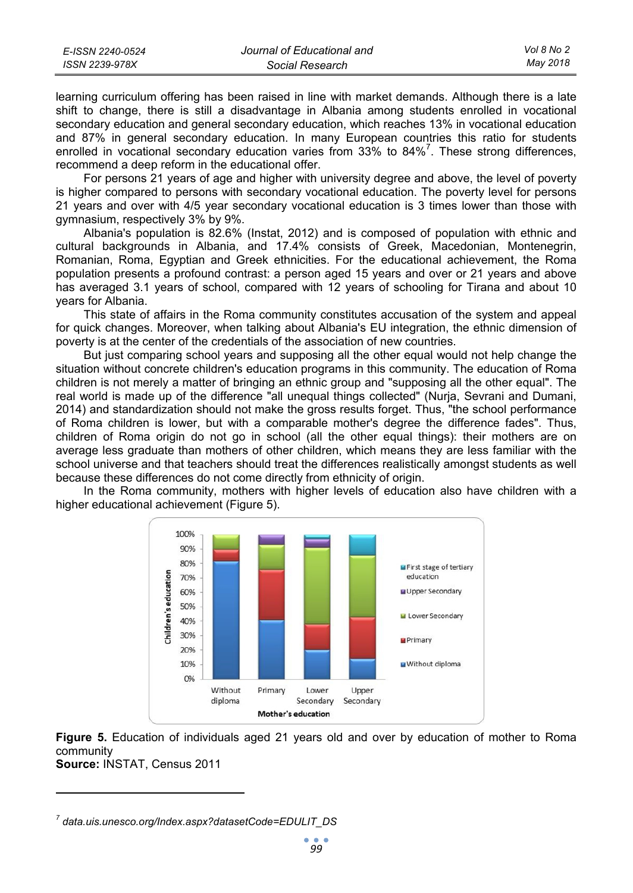learning curriculum offering has been raised in line with market demands. Although there is a late shift to change, there is still a disadvantage in Albania among students enrolled in vocational secondary education and general secondary education, which reaches 13% in vocational education and 87% in general secondary education. In many European countries this ratio for students enrolled in vocational secondary education varies from 33% to 84%[7]. These strong differences, recommend a deep reform in the educational offer.

For persons 21 years of age and higher with university degree and above, the level of poverty is higher compared to persons with secondary vocational education. The poverty level for persons 21 years and over with 4/5 year secondary vocational education is 3 times lower than those with gymnasium, respectively 3% by 9%.

Albania's population is 82.6% (Instat, 2012) and is composed of population with ethnic and cultural backgrounds in Albania, and 17.4% consists of Greek, Macedonian, Montenegrin, Romanian, Roma, Egyptian and Greek ethnicities. For the educational achievement, the Roma population presents a profound contrast: a person aged 15 years and over or 21 years and above has averaged 3.1 years of school, compared with 12 years of schooling for Tirana and about 10 years for Albania.

This state of affairs in the Roma community constitutes accusation of the system and appeal for quick changes. Moreover, when talking about Albania's EU integration, the ethnic dimension of poverty is at the center of the credentials of the association of new countries.

But just comparing school years and supposing all the other equal would not help change the situation without concrete children's education programs in this community. The education of Roma children is not merely a matter of bringing an ethnic group and "supposing all the other equal". The real world is made up of the difference "all unequal things collected" (Nurja, Sevrani and Dumani, 2014) and standardization should not make the gross results forget. Thus, "the school performance of Roma children is lower, but with a comparable mother's degree the difference fades". Thus, children of Roma origin do not go in school (all the other equal things): their mothers are on average less graduate than mothers of other children, which means they are less familiar with the school universe and that teachers should treat the differences realistically amongst students as well because these differences do not come directly from ethnicity of origin.

In the Roma community, mothers with higher levels of education also have children with a higher educational achievement (Figure 5).

**Figure 5.** Education of individuals aged 21 years old and over by education of mother to Roma community
**Source:** INSTAT, Census 2011

---

[7] *data.uis.unesco.org/Index.aspx?datasetCode=EDULIT_DS*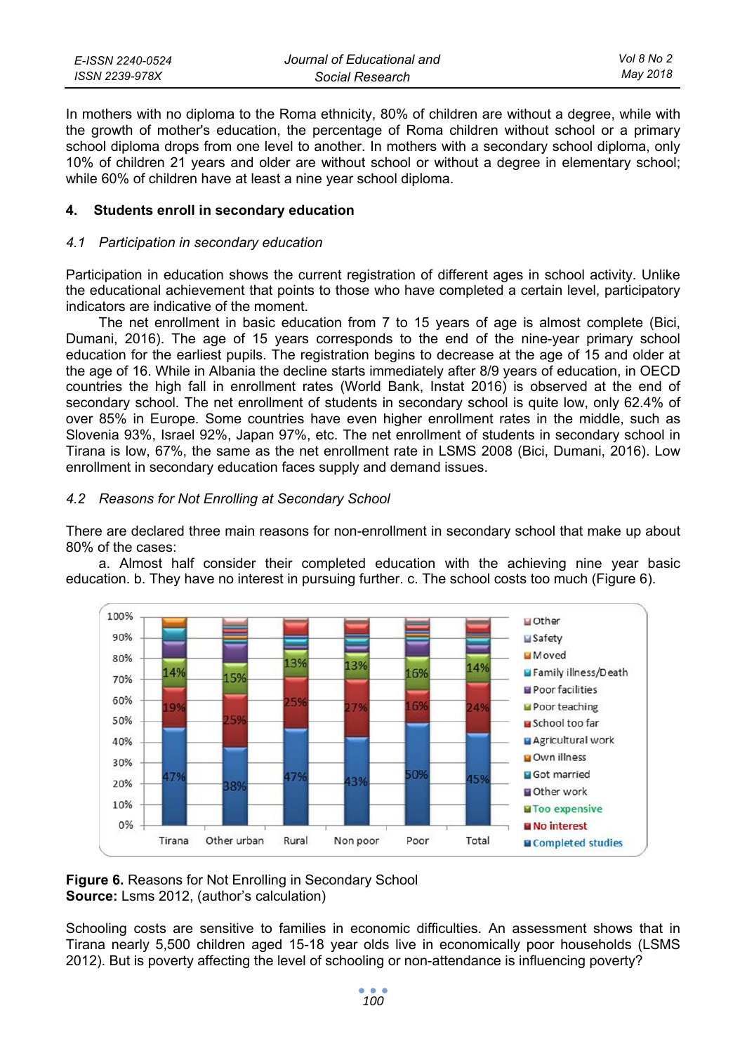In mothers with no diploma to the Roma ethnicity, 80% of children are without a degree, while with the growth of mother's education, the percentage of Roma children without school or a primary school diploma drops from one level to another. In mothers with a secondary school diploma, only 10% of children 21 years and older are without school or without a degree in elementary school; while 60% of children have at least a nine year school diploma.

## 4. Students enroll in secondary education

### *4.1 Participation in secondary education*

Participation in education shows the current registration of different ages in school activity. Unlike the educational achievement that points to those who have completed a certain level, participatory indicators are indicative of the moment.

The net enrollment in basic education from 7 to 15 years of age is almost complete (Bici, Dumani, 2016). The age of 15 years corresponds to the end of the nine-year primary school education for the earliest pupils. The registration begins to decrease at the age of 15 and older at the age of 16. While in Albania the decline starts immediately after 8/9 years of education, in OECD countries the high fall in enrollment rates (World Bank, Instat 2016) is observed at the end of secondary school. The net enrollment of students in secondary school is quite low, only 62.4% of over 85% in Europe. Some countries have even higher enrollment rates in the middle, such as Slovenia 93%, Israel 92%, Japan 97%, etc. The net enrollment of students in secondary school in Tirana is low, 67%, the same as the net enrollment rate in LSMS 2008 (Bici, Dumani, 2016). Low enrollment in secondary education faces supply and demand issues.

### *4.2 Reasons for Not Enrolling at Secondary School*

There are declared three main reasons for non-enrollment in secondary school that make up about 80% of the cases:

a. Almost half consider their completed education with the achieving nine year basic education. b. They have no interest in pursuing further. c. The school costs too much (Figure 6).

| | Tirana | Other urban | Rural | Non poor | Poor | Total |
|---|---|---|---|---|---|---|
| Completed studies | 47% | 38% | 47% | 43% | 50% | 45% |
| No interest | 19% | 25% | 25% | 27% | 16% | 24% |
| Too expensive | 14% | 15% | 13% | 13% | 16% | 14% |

**Figure 6.** Reasons for Not Enrolling in Secondary School
**Source:** Lsms 2012, (author's calculation)

Schooling costs are sensitive to families in economic difficulties. An assessment shows that in Tirana nearly 5,500 children aged 15-18 year olds live in economically poor households (LSMS 2012). But is poverty affecting the level of schooling or non-attendance is influencing poverty?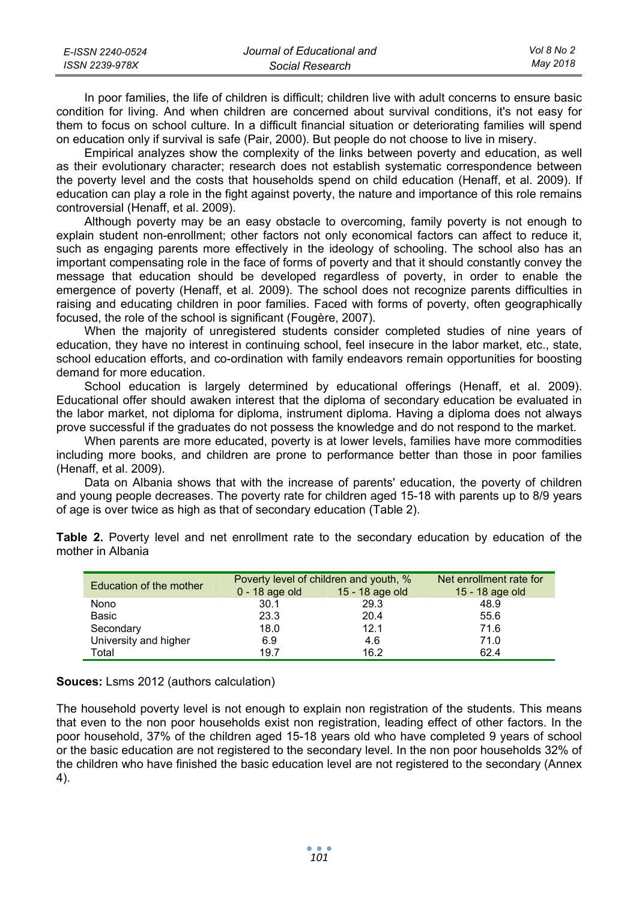In poor families, the life of children is difficult; children live with adult concerns to ensure basic condition for living. And when children are concerned about survival conditions, it's not easy for them to focus on school culture. In a difficult financial situation or deteriorating families will spend on education only if survival is safe (Pair, 2000). But people do not choose to live in misery.

Empirical analyzes show the complexity of the links between poverty and education, as well as their evolutionary character; research does not establish systematic correspondence between the poverty level and the costs that households spend on child education (Henaff, et al. 2009). If education can play a role in the fight against poverty, the nature and importance of this role remains controversial (Henaff, et al. 2009).

Although poverty may be an easy obstacle to overcoming, family poverty is not enough to explain student non-enrollment; other factors not only economical factors can affect to reduce it, such as engaging parents more effectively in the ideology of schooling. The school also has an important compensating role in the face of forms of poverty and that it should constantly convey the message that education should be developed regardless of poverty, in order to enable the emergence of poverty (Henaff, et al. 2009). The school does not recognize parents difficulties in raising and educating children in poor families. Faced with forms of poverty, often geographically focused, the role of the school is significant (Fougère, 2007).

When the majority of unregistered students consider completed studies of nine years of education, they have no interest in continuing school, feel insecure in the labor market, etc., state, school education efforts, and co-ordination with family endeavors remain opportunities for boosting demand for more education.

School education is largely determined by educational offerings (Henaff, et al. 2009). Educational offer should awaken interest that the diploma of secondary education be evaluated in the labor market, not diploma for diploma, instrument diploma. Having a diploma does not always prove successful if the graduates do not possess the knowledge and do not respond to the market.

When parents are more educated, poverty is at lower levels, families have more commodities including more books, and children are prone to performance better than those in poor families (Henaff, et al. 2009).

Data on Albania shows that with the increase of parents' education, the poverty of children and young people decreases. The poverty rate for children aged 15-18 with parents up to 8/9 years of age is over twice as high as that of secondary education (Table 2).

**Table 2.** Poverty level and net enrollment rate to the secondary education by education of the mother in Albania

| Education of the mother | Poverty level of children and youth, % | | Net enrollment rate for |
|---|---|---|---|
| | 0 - 18 age old | 15 - 18 age old | 15 - 18 age old |
| Nono | 30.1 | 29.3 | 48.9 |
| Basic | 23.3 | 20.4 | 55.6 |
| Secondary | 18.0 | 12.1 | 71.6 |
| University and higher | 6.9 | 4.6 | 71.0 |
| Total | 19.7 | 16.2 | 62.4 |

**Souces:** Lsms 2012 (authors calculation)

The household poverty level is not enough to explain non registration of the students. This means that even to the non poor households exist non registration, leading effect of other factors. In the poor household, 37% of the children aged 15-18 years old who have completed 9 years of school or the basic education are not registered to the secondary level. In the non poor households 32% of the children who have finished the basic education level are not registered to the secondary (Annex 4).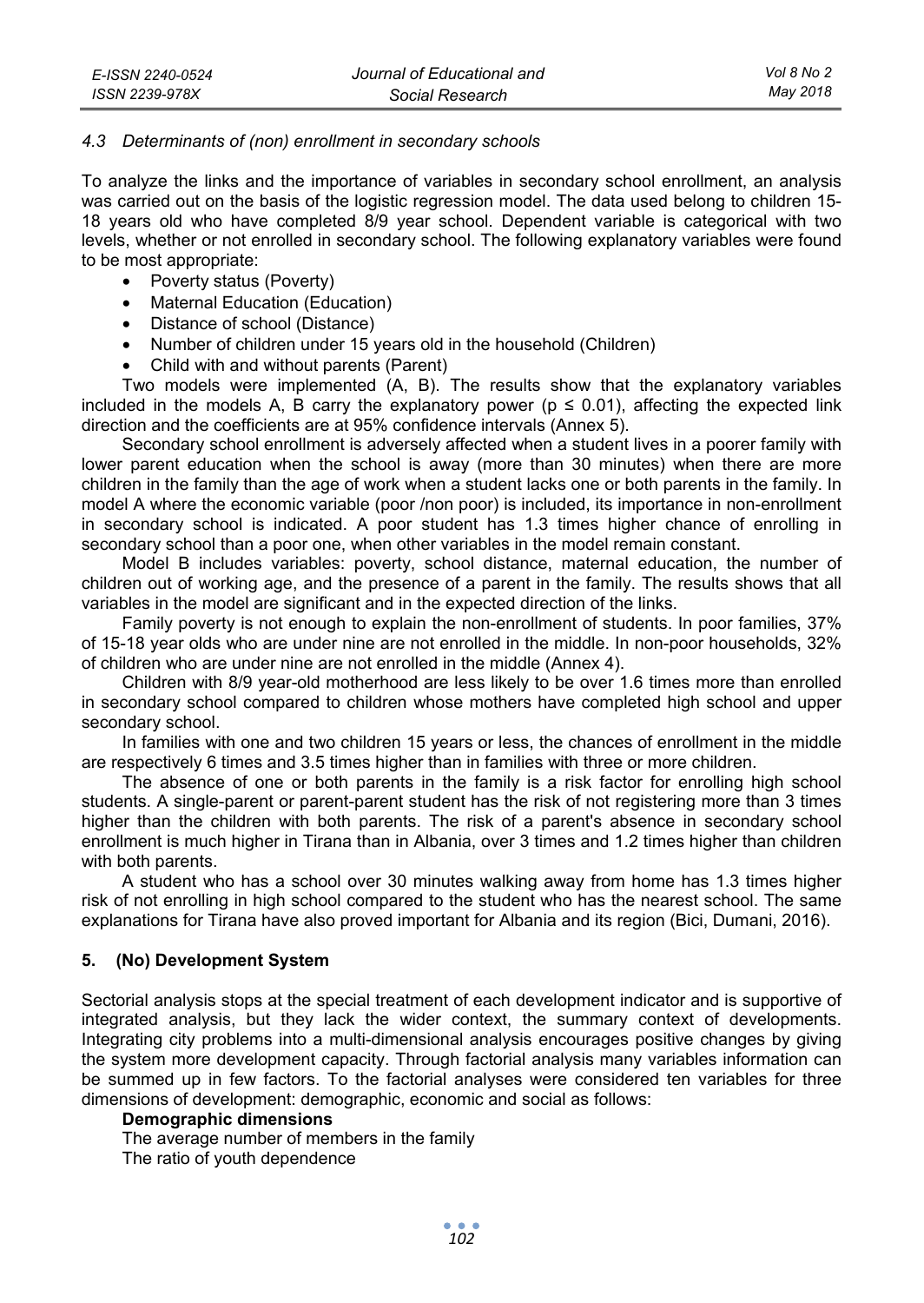### 4.3 Determinants of (non) enrollment in secondary schools

To analyze the links and the importance of variables in secondary school enrollment, an analysis was carried out on the basis of the logistic regression model. The data used belong to children 15-18 years old who have completed 8/9 year school. Dependent variable is categorical with two levels, whether or not enrolled in secondary school. The following explanatory variables were found to be most appropriate:

- Poverty status (Poverty)
- Maternal Education (Education)
- Distance of school (Distance)
- Number of children under 15 years old in the household (Children)
- Child with and without parents (Parent)

Two models were implemented (A, B). The results show that the explanatory variables included in the models A, B carry the explanatory power ($p \leq 0.01$), affecting the expected link direction and the coefficients are at 95% confidence intervals (Annex 5).

Secondary school enrollment is adversely affected when a student lives in a poorer family with lower parent education when the school is away (more than 30 minutes) when there are more children in the family than the age of work when a student lacks one or both parents in the family. In model A where the economic variable (poor /non poor) is included, its importance in non-enrollment in secondary school is indicated. A poor student has 1.3 times higher chance of enrolling in secondary school than a poor one, when other variables in the model remain constant.

Model B includes variables: poverty, school distance, maternal education, the number of children out of working age, and the presence of a parent in the family. The results shows that all variables in the model are significant and in the expected direction of the links.

Family poverty is not enough to explain the non-enrollment of students. In poor families, 37% of 15-18 year olds who are under nine are not enrolled in the middle. In non-poor households, 32% of children who are under nine are not enrolled in the middle (Annex 4).

Children with 8/9 year-old motherhood are less likely to be over 1.6 times more than enrolled in secondary school compared to children whose mothers have completed high school and upper secondary school.

In families with one and two children 15 years or less, the chances of enrollment in the middle are respectively 6 times and 3.5 times higher than in families with three or more children.

The absence of one or both parents in the family is a risk factor for enrolling high school students. A single-parent or parent-parent student has the risk of not registering more than 3 times higher than the children with both parents. The risk of a parent's absence in secondary school enrollment is much higher in Tirana than in Albania, over 3 times and 1.2 times higher than children with both parents.

A student who has a school over 30 minutes walking away from home has 1.3 times higher risk of not enrolling in high school compared to the student who has the nearest school. The same explanations for Tirana have also proved important for Albania and its region (Bici, Dumani, 2016).

## 5. (No) Development System

Sectorial analysis stops at the special treatment of each development indicator and is supportive of integrated analysis, but they lack the wider context, the summary context of developments. Integrating city problems into a multi-dimensional analysis encourages positive changes by giving the system more development capacity. Through factorial analysis many variables information can be summed up in few factors. To the factorial analyses were considered ten variables for three dimensions of development: demographic, economic and social as follows:

**Demographic dimensions**

The average number of members in the family

The ratio of youth dependence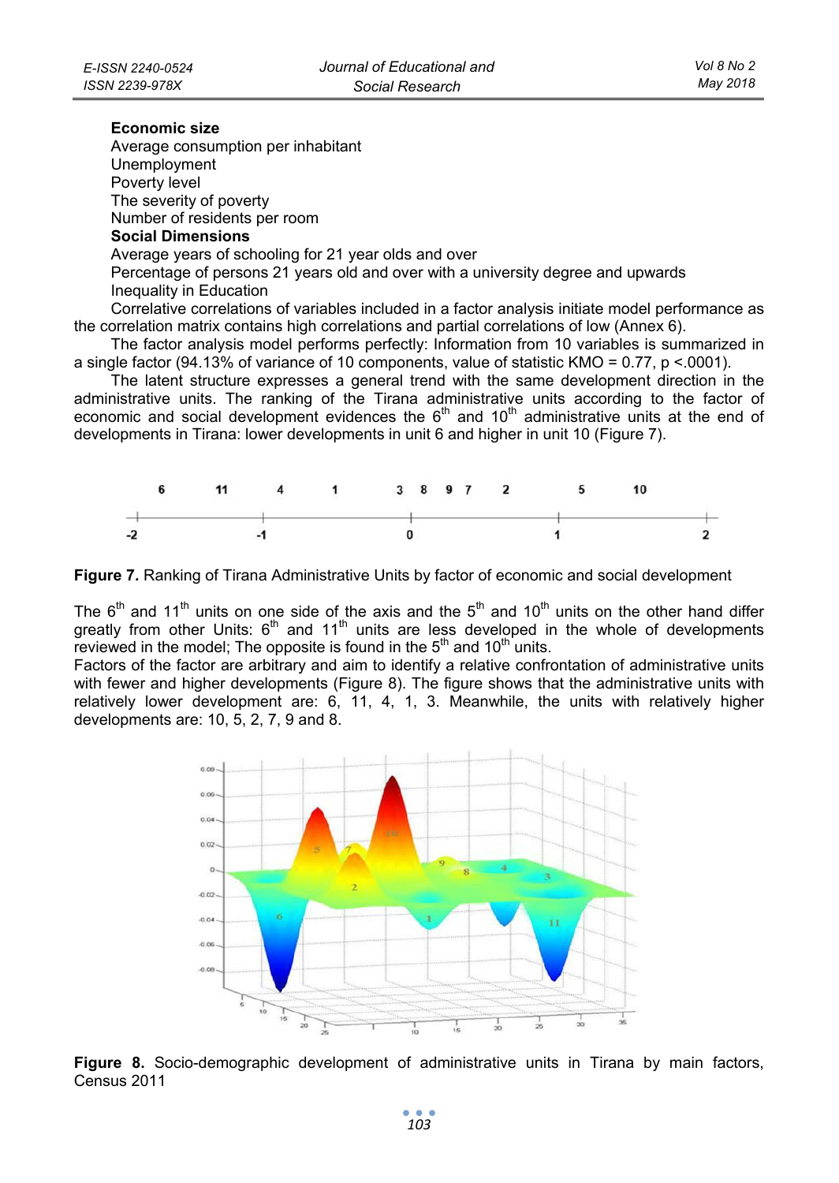**Economic size**

Average consumption per inhabitant
Unemployment
Poverty level
The severity of poverty
Number of residents per room

**Social Dimensions**

Average years of schooling for 21 year olds and over
Percentage of persons 21 years old and over with a university degree and upwards
Inequality in Education

Correlative correlations of variables included in a factor analysis initiate model performance as the correlation matrix contains high correlations and partial correlations of low (Annex 6).

The factor analysis model performs perfectly: Information from 10 variables is summarized in a single factor (94.13% of variance of 10 components, value of statistic KMO = 0.77, $p < .0001$).

The latent structure expresses a general trend with the same development direction in the administrative units. The ranking of the Tirana administrative units according to the factor of economic and social development evidences the 6th and 10th administrative units at the end of developments in Tirana: lower developments in unit 6 and higher in unit 10 (Figure 7).

**Figure 7.** Ranking of Tirana Administrative Units by factor of economic and social development

The 6th and 11th units on one side of the axis and the 5th and 10th units on the other hand differ greatly from other Units: 6th and 11th units are less developed in the whole of developments reviewed in the model; The opposite is found in the 5th and 10th units.

Factors of the factor are arbitrary and aim to identify a relative confrontation of administrative units with fewer and higher developments (Figure 8). The figure shows that the administrative units with relatively lower development are: 6, 11, 4, 1, 3. Meanwhile, the units with relatively higher developments are: 10, 5, 2, 7, 9 and 8.

**Figure 8.** Socio-demographic development of administrative units in Tirana by main factors, Census 2011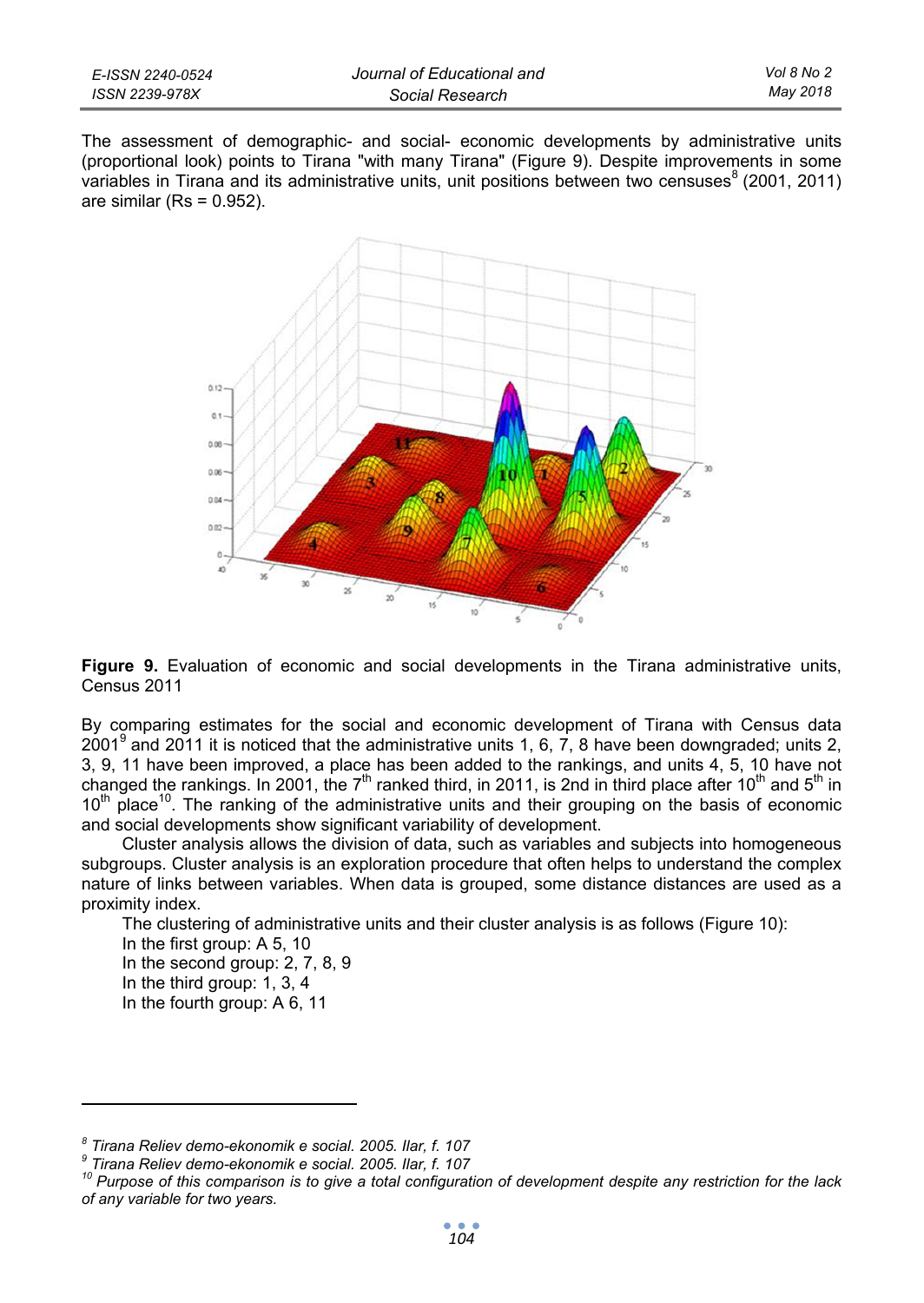The assessment of demographic- and social- economic developments by administrative units (proportional look) points to Tirana "with many Tirana" (Figure 9). Despite improvements in some variables in Tirana and its administrative units, unit positions between two censuses[8] (2001, 2011) are similar (Rs = 0.952).

**Figure 9.** Evaluation of economic and social developments in the Tirana administrative units, Census 2011

By comparing estimates for the social and economic development of Tirana with Census data 2001[9] and 2011 it is noticed that the administrative units 1, 6, 7, 8 have been downgraded; units 2, 3, 9, 11 have been improved, a place has been added to the rankings, and units 4, 5, 10 have not changed the rankings. In 2001, the 7th ranked third, in 2011, is 2nd in third place after 10th and 5th in 10th place[10]. The ranking of the administrative units and their grouping on the basis of economic and social developments show significant variability of development.

Cluster analysis allows the division of data, such as variables and subjects into homogeneous subgroups. Cluster analysis is an exploration procedure that often helps to understand the complex nature of links between variables. When data is grouped, some distance distances are used as a proximity index.

The clustering of administrative units and their cluster analysis is as follows (Figure 10):

In the first group: A 5, 10

In the second group: 2, 7, 8, 9

In the third group: 1, 3, 4

In the fourth group: A 6, 11

---

[8] *Tirana Reliev demo-ekonomik e social. 2005. Ilar, f. 107*

[9] *Tirana Reliev demo-ekonomik e social. 2005. Ilar, f. 107*

[10] *Purpose of this comparison is to give a total configuration of development despite any restriction for the lack of any variable for two years.*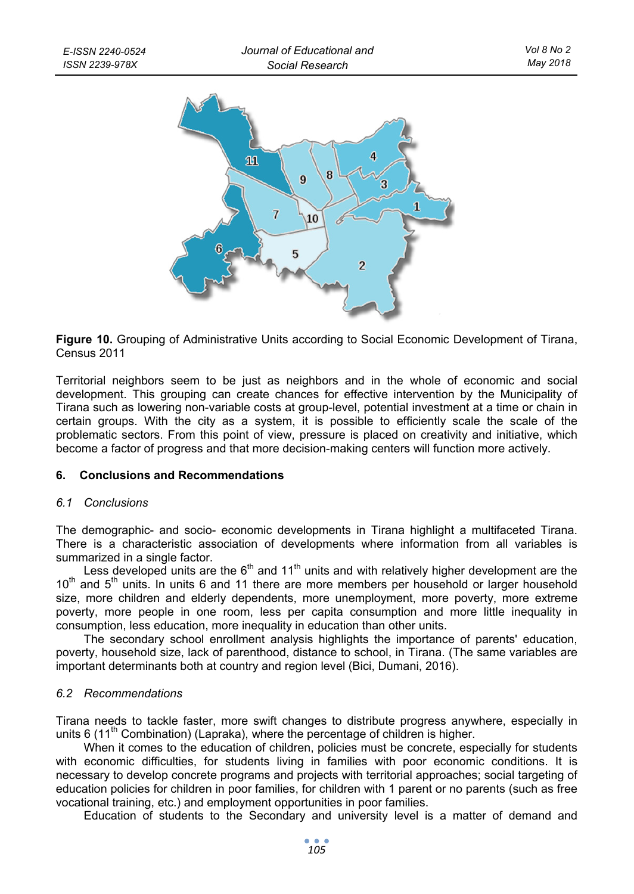**Figure 10.** Grouping of Administrative Units according to Social Economic Development of Tirana, Census 2011

Territorial neighbors seem to be just as neighbors and in the whole of economic and social development. This grouping can create chances for effective intervention by the Municipality of Tirana such as lowering non-variable costs at group-level, potential investment at a time or chain in certain groups. With the city as a system, it is possible to efficiently scale the scale of the problematic sectors. From this point of view, pressure is placed on creativity and initiative, which become a factor of progress and that more decision-making centers will function more actively.

## 6. Conclusions and Recommendations

### *6.1 Conclusions*

The demographic- and socio- economic developments in Tirana highlight a multifaceted Tirana. There is a characteristic association of developments where information from all variables is summarized in a single factor.

Less developed units are the 6th and 11th units and with relatively higher development are the 10th and 5th units. In units 6 and 11 there are more members per household or larger household size, more children and elderly dependents, more unemployment, more poverty, more extreme poverty, more people in one room, less per capita consumption and more little inequality in consumption, less education, more inequality in education than other units.

The secondary school enrollment analysis highlights the importance of parents' education, poverty, household size, lack of parenthood, distance to school, in Tirana. (The same variables are important determinants both at country and region level (Bici, Dumani, 2016).

### *6.2 Recommendations*

Tirana needs to tackle faster, more swift changes to distribute progress anywhere, especially in units 6 (11th Combination) (Lapraka), where the percentage of children is higher.

When it comes to the education of children, policies must be concrete, especially for students with economic difficulties, for students living in families with poor economic conditions. It is necessary to develop concrete programs and projects with territorial approaches; social targeting of education policies for children in poor families, for children with 1 parent or no parents (such as free vocational training, etc.) and employment opportunities in poor families.

Education of students to the Secondary and university level is a matter of demand and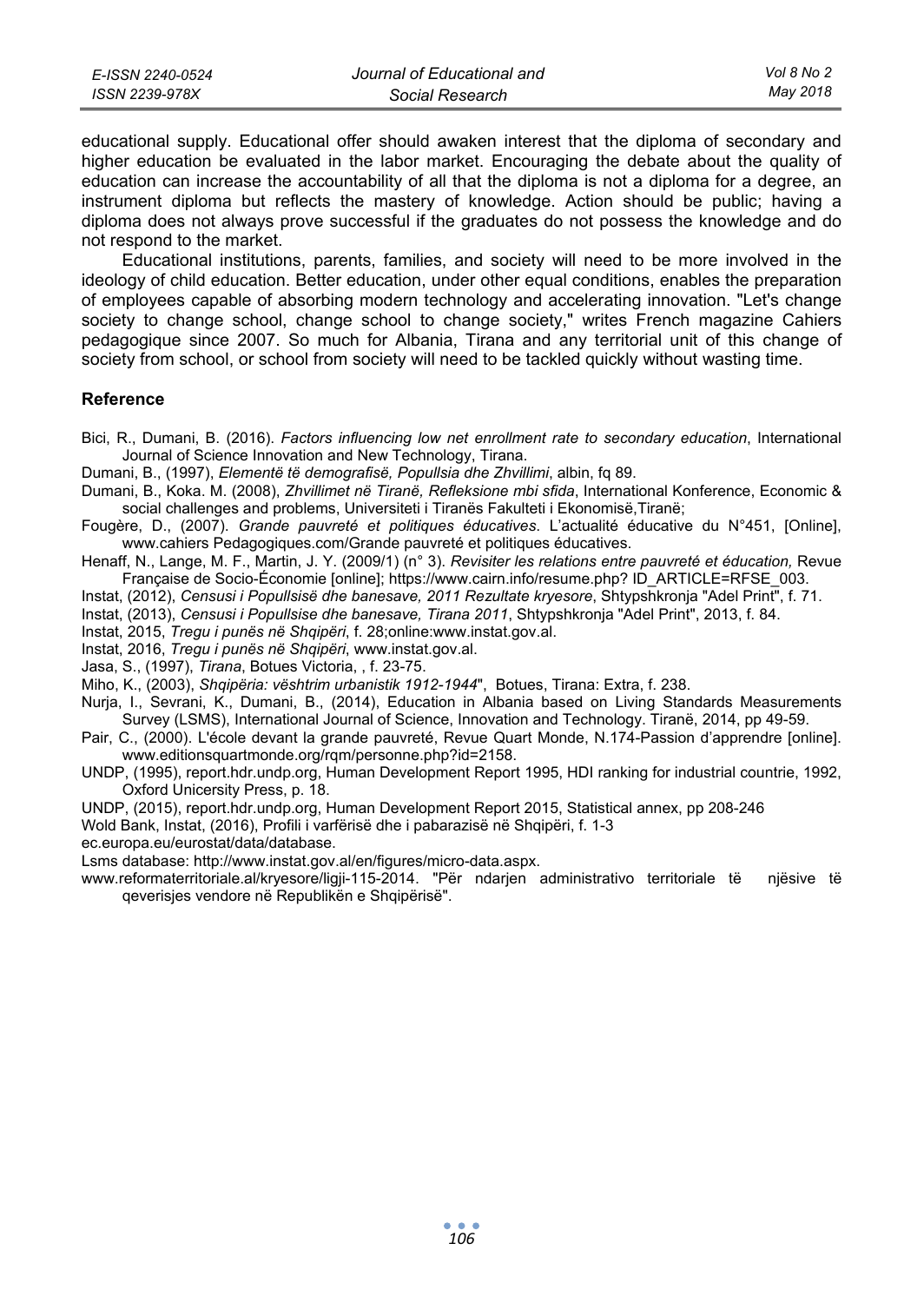educational supply. Educational offer should awaken interest that the diploma of secondary and higher education be evaluated in the labor market. Encouraging the debate about the quality of education can increase the accountability of all that the diploma is not a diploma for a degree, an instrument diploma but reflects the mastery of knowledge. Action should be public; having a diploma does not always prove successful if the graduates do not possess the knowledge and do not respond to the market.

Educational institutions, parents, families, and society will need to be more involved in the ideology of child education. Better education, under other equal conditions, enables the preparation of employees capable of absorbing modern technology and accelerating innovation. "Let's change society to change school, change school to change society," writes French magazine Cahiers pedagogique since 2007. So much for Albania, Tirana and any territorial unit of this change of society from school, or school from society will need to be tackled quickly without wasting time.

## Reference

Bici, R., Dumani, B. (2016). *Factors influencing low net enrollment rate to secondary education*, International Journal of Science Innovation and New Technology, Tirana.

Dumani, B., (1997), *Elementë të demografisë, Popullsia dhe Zhvillimi*, albin, fq 89.

Dumani, B., Koka. M. (2008), *Zhvillimet në Tiranë, Refleksione mbi sfida*, International Konference, Economic & social challenges and problems, Universiteti i Tiranës Fakulteti i Ekonomisë,Tiranë;

Fougère, D., (2007). *Grande pauvreté et politiques éducatives*. L'actualité éducative du N°451, [Online], www.cahiers Pedagogiques.com/Grande pauvreté et politiques éducatives.

Henaff, N., Lange, M. F., Martin, J. Y. (2009/1) (n° 3). *Revisiter les relations entre pauvreté et éducation,* Revue Française de Socio-Économie [online]; https://www.cairn.info/resume.php? ID_ARTICLE=RFSE_003.

Instat, (2012), *Censusi i Popullsisë dhe banesave, 2011 Rezultate kryesore*, Shtypshkronja "Adel Print", f. 71.

Instat, (2013), *Censusi i Popullsise dhe banesave, Tirana 2011*, Shtypshkronja "Adel Print", 2013, f. 84.

Instat, 2015, *Tregu i punës në Shqipëri*, f. 28;online:www.instat.gov.al.

Instat, 2016, *Tregu i punës në Shqipëri*, www.instat.gov.al.

Jasa, S., (1997), *Tirana*, Botues Victoria, , f. 23-75.

Miho, K., (2003), *Shqipëria: vështrim urbanistik 1912-1944*", Botues, Tirana: Extra, f. 238.

Nurja, I., Sevrani, K., Dumani, B., (2014), Education in Albania based on Living Standards Measurements Survey (LSMS), International Journal of Science, Innovation and Technology. Tiranë, 2014, pp 49-59.

Pair, C., (2000). L'école devant la grande pauvreté, Revue Quart Monde, N.174-Passion d'apprendre [online]. www.editionsquartmonde.org/rqm/personne.php?id=2158.

UNDP, (1995), report.hdr.undp.org, Human Development Report 1995, HDI ranking for industrial countrie, 1992, Oxford Unicersity Press, p. 18.

UNDP, (2015), report.hdr.undp.org, Human Development Report 2015, Statistical annex, pp 208-246

Wold Bank, Instat, (2016), Profili i varfërisë dhe i pabarazisë në Shqipëri, f. 1-3

ec.europa.eu/eurostat/data/database.

Lsms database: http://www.instat.gov.al/en/figures/micro-data.aspx.

www.reformaterritoriale.al/kryesore/ligji-115-2014. "Për ndarjen administrativo territoriale të njësive të qeverisjes vendore në Republikën e Shqipërisë".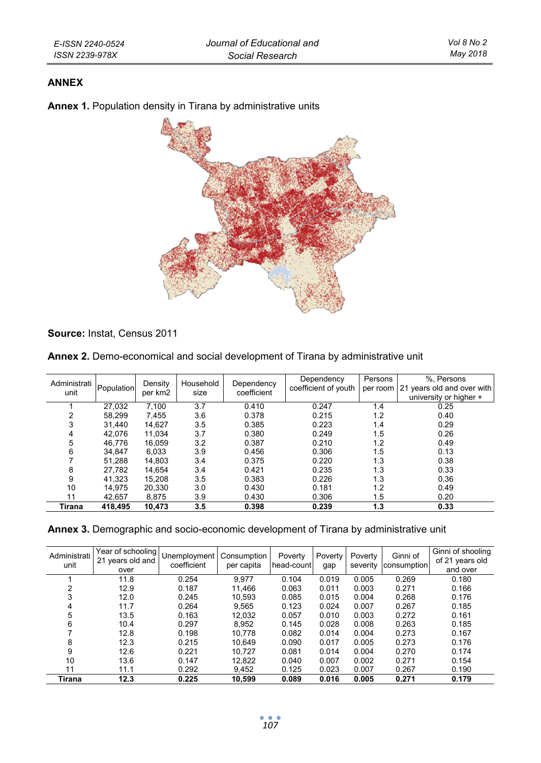## ANNEX

**Annex 1.** Population density in Tirana by administrative units

**Source:** Instat, Census 2011

**Annex 2.** Demo-economical and social development of Tirana by administrative unit

| Administrati unit | Population | Density per km2 | Household size | Dependency coefficient | Dependency coefficient of youth | Persons per room | %, Persons 21 years old and over with university or higher + |
|---|---|---|---|---|---|---|---|
| 1 | 27,032 | 7,100 | 3.7 | 0.410 | 0.247 | 1.4 | 0.25 |
| 2 | 58,299 | 7,455 | 3.6 | 0.378 | 0.215 | 1.2 | 0.40 |
| 3 | 31,440 | 14,627 | 3.5 | 0.385 | 0.223 | 1.4 | 0.29 |
| 4 | 42,076 | 11,034 | 3.7 | 0.380 | 0.249 | 1.5 | 0.26 |
| 5 | 46,776 | 16,059 | 3.2 | 0.387 | 0.210 | 1.2 | 0.49 |
| 6 | 34,847 | 6,033 | 3.9 | 0.456 | 0.306 | 1.5 | 0.13 |
| 7 | 51,288 | 14,803 | 3.4 | 0.375 | 0.220 | 1.3 | 0.38 |
| 8 | 27,782 | 14,654 | 3.4 | 0.421 | 0.235 | 1.3 | 0.33 |
| 9 | 41,323 | 15,208 | 3.5 | 0.383 | 0.226 | 1.3 | 0.36 |
| 10 | 14,975 | 20,330 | 3.0 | 0.430 | 0.181 | 1.2 | 0.49 |
| 11 | 42,657 | 8,875 | 3.9 | 0.430 | 0.306 | 1.5 | 0.20 |
| **Tirana** | **418,495** | **10,473** | **3.5** | **0.398** | **0.239** | **1.3** | **0.33** |

**Annex 3.** Demographic and socio-economic development of Tirana by administrative unit

| Administrati unit | Year of schooling 21 years old and over | Unemployment coefficient | Consumption per capita | Poverty head-count | Poverty gap | Poverty severity | Ginni of consumption | Ginni of shooling of 21 years old and over |
|---|---|---|---|---|---|---|---|---|
| 1 | 11.8 | 0.254 | 9,977 | 0.104 | 0.019 | 0.005 | 0.269 | 0.180 |
| 2 | 12.9 | 0.187 | 11,466 | 0.063 | 0.011 | 0.003 | 0.271 | 0.166 |
| 3 | 12.0 | 0.245 | 10,593 | 0.085 | 0.015 | 0.004 | 0.268 | 0.176 |
| 4 | 11.7 | 0.264 | 9,565 | 0.123 | 0.024 | 0.007 | 0.267 | 0.185 |
| 5 | 13.5 | 0.163 | 12,032 | 0.057 | 0.010 | 0.003 | 0.272 | 0.161 |
| 6 | 10.4 | 0.297 | 8,952 | 0.145 | 0.028 | 0.008 | 0.263 | 0.185 |
| 7 | 12.8 | 0.198 | 10,778 | 0.082 | 0.014 | 0.004 | 0.273 | 0.167 |
| 8 | 12.3 | 0.215 | 10,649 | 0.090 | 0.017 | 0.005 | 0.273 | 0.176 |
| 9 | 12.6 | 0.221 | 10,727 | 0.081 | 0.014 | 0.004 | 0.270 | 0.174 |
| 10 | 13.6 | 0.147 | 12,822 | 0.040 | 0.007 | 0.002 | 0.271 | 0.154 |
| 11 | 11.1 | 0.292 | 9,452 | 0.125 | 0.023 | 0.007 | 0.267 | 0.190 |
| **Tirana** | **12.3** | **0.225** | **10,599** | **0.089** | **0.016** | **0.005** | **0.271** | **0.179** |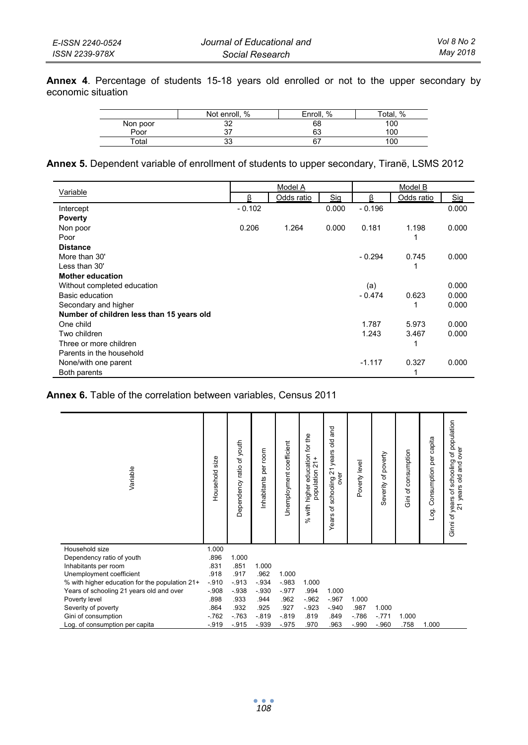**Annex 4**. Percentage of students 15-18 years old enrolled or not to the upper secondary by economic situation

| | Not enroll, % | Enroll, % | Total, % |
|---|---|---|---|
| Non poor | 32 | 68 | 100 |
| Poor | 37 | 63 | 100 |
| Total | 33 | 67 | 100 |

**Annex 5.** Dependent variable of enrollment of students to upper secondary, Tiranë, LSMS 2012

| Variable | Model A | | | Model B | | |
|---|---|---|---|---|---|---|
| | β | Odds ratio | Sig | β | Odds ratio | Sig |
| Intercept | - 0.102 | | 0.000 | - 0.196 | | 0.000 |
| **Poverty** | | | | | | |
| Non poor | 0.206 | 1.264 | 0.000 | 0.181 | 1.198 | 0.000 |
| Poor | | | | | 1 | |
| **Distance** | | | | | | |
| More than 30' | | | | - 0.294 | 0.745 | 0.000 |
| Less than 30' | | | | | 1 | |
| **Mother education** | | | | | | |
| Without completed education | | | | (a) | | 0.000 |
| Basic education | | | | - 0.474 | 0.623 | 0.000 |
| Secondary and higher | | | | | 1 | 0.000 |
| **Number of children less than 15 years old** | | | | | | |
| One child | | | | 1.787 | 5.973 | 0.000 |
| Two children | | | | 1.243 | 3.467 | 0.000 |
| Three or more children | | | | | 1 | |
| Parents in the household | | | | | | |
| None/with one parent | | | | -1.117 | 0.327 | 0.000 |
| Both parents | | | | | 1 | |

**Annex 6.** Table of the correlation between variables, Census 2011

| Variable | Household size | Dependency ratio of youth | Inhabitants per room | Unemployment coefficient | % with higher education for the population 21+ | Years of schooling 21 years old and over | Poverty level | Severity of poverty | Gini of consumption | Log. Consumption per capita | Ginni of years of schooling of population 21 years old and over |
|---|---|---|---|---|---|---|---|---|---|---|---|
| Household size | 1.000 | | | | | | | | | | |
| Dependency ratio of youth | .896 | 1.000 | | | | | | | | | |
| Inhabitants per room | .831 | .851 | 1.000 | | | | | | | | |
| Unemployment coefficient | .918 | .917 | .962 | 1.000 | | | | | | | |
| % with higher education for the population 21+ | -.910 | -.913 | -.934 | -.983 | 1.000 | | | | | | |
| Years of schooling 21 years old and over | -.908 | -.938 | -.930 | -.977 | .994 | 1.000 | | | | | |
| Poverty level | .898 | .933 | .944 | .962 | -.962 | -.967 | 1.000 | | | | |
| Severity of poverty | .864 | .932 | .925 | .927 | -.923 | -.940 | .987 | 1.000 | | | |
| Gini of consumption | -.762 | -.763 | -.819 | -.819 | .819 | .849 | -.786 | -.771 | 1.000 | | |
| Log. of consumption per capita | -.919 | -.915 | -.939 | -.975 | .970 | .963 | -.990 | -.960 | .758 | 1.000 | |